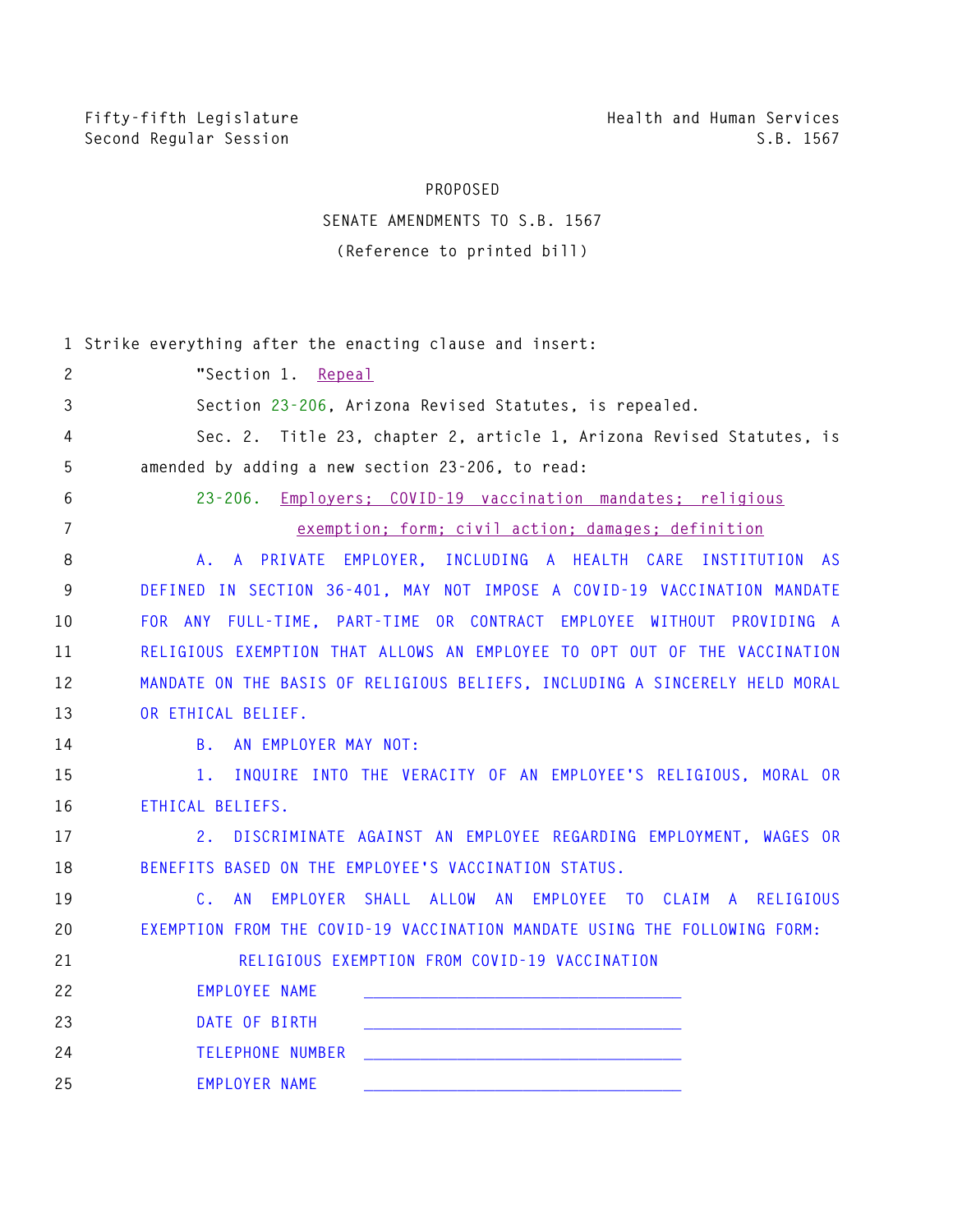Fifty-fifth Legislature
Second Regular Session

Health and Human Services
S.B. 1567

PROPOSED

SENATE AMENDMENTS TO S.B. 1567

(Reference to printed bill)

1 Strike everything after the enacting clause and insert:

2 "Section 1. Repeal

3 Section 23-206, Arizona Revised Statutes, is repealed.

4 Sec. 2. Title 23, chapter 2, article 1, Arizona Revised Statutes, is

5 amended by adding a new section 23-206, to read:

6 23-206. Employers; COVID-19 vaccination mandates; religious

7 exemption; form; civil action; damages; definition

8 A. A PRIVATE EMPLOYER, INCLUDING A HEALTH CARE INSTITUTION AS

9 DEFINED IN SECTION 36-401, MAY NOT IMPOSE A COVID-19 VACCINATION MANDATE

10 FOR ANY FULL-TIME, PART-TIME OR CONTRACT EMPLOYEE WITHOUT PROVIDING A

11 RELIGIOUS EXEMPTION THAT ALLOWS AN EMPLOYEE TO OPT OUT OF THE VACCINATION

12 MANDATE ON THE BASIS OF RELIGIOUS BELIEFS, INCLUDING A SINCERELY HELD MORAL

13 OR ETHICAL BELIEF.

14 B. AN EMPLOYER MAY NOT:

15 1. INQUIRE INTO THE VERACITY OF AN EMPLOYEE'S RELIGIOUS, MORAL OR

16 ETHICAL BELIEFS.

17 2. DISCRIMINATE AGAINST AN EMPLOYEE REGARDING EMPLOYMENT, WAGES OR

18 BENEFITS BASED ON THE EMPLOYEE'S VACCINATION STATUS.

19 C. AN EMPLOYER SHALL ALLOW AN EMPLOYEE TO CLAIM A RELIGIOUS

20 EXEMPTION FROM THE COVID-19 VACCINATION MANDATE USING THE FOLLOWING FORM:

21 RELIGIOUS EXEMPTION FROM COVID-19 VACCINATION

22 EMPLOYEE NAME ________________________________

23 DATE OF BIRTH ________________________________

24 TELEPHONE NUMBER ________________________________

25 EMPLOYER NAME ________________________________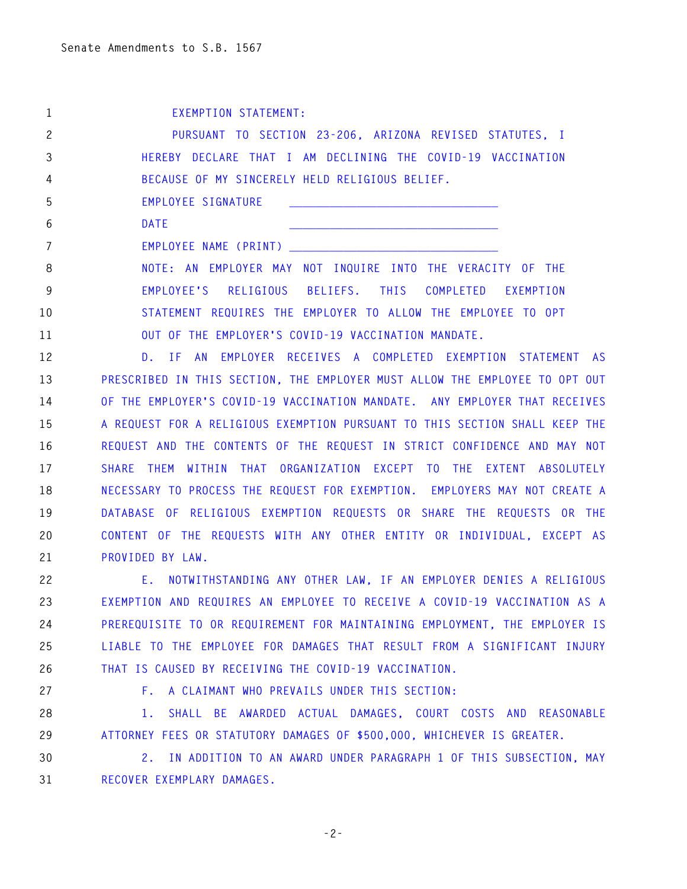EXEMPTION STATEMENT:

PURSUANT TO SECTION 23-206, ARIZONA REVISED STATUTES, I HEREBY DECLARE THAT I AM DECLINING THE COVID-19 VACCINATION BECAUSE OF MY SINCERELY HELD RELIGIOUS BELIEF.

EMPLOYEE SIGNATURE ______________________________

DATE ______________________________

EMPLOYEE NAME (PRINT) ______________________________

NOTE: AN EMPLOYER MAY NOT INQUIRE INTO THE VERACITY OF THE EMPLOYEE'S RELIGIOUS BELIEFS. THIS COMPLETED EXEMPTION STATEMENT REQUIRES THE EMPLOYER TO ALLOW THE EMPLOYEE TO OPT OUT OF THE EMPLOYER'S COVID-19 VACCINATION MANDATE.

D. IF AN EMPLOYER RECEIVES A COMPLETED EXEMPTION STATEMENT AS PRESCRIBED IN THIS SECTION, THE EMPLOYER MUST ALLOW THE EMPLOYEE TO OPT OUT OF THE EMPLOYER'S COVID-19 VACCINATION MANDATE. ANY EMPLOYER THAT RECEIVES A REQUEST FOR A RELIGIOUS EXEMPTION PURSUANT TO THIS SECTION SHALL KEEP THE REQUEST AND THE CONTENTS OF THE REQUEST IN STRICT CONFIDENCE AND MAY NOT SHARE THEM WITHIN THAT ORGANIZATION EXCEPT TO THE EXTENT ABSOLUTELY NECESSARY TO PROCESS THE REQUEST FOR EXEMPTION. EMPLOYERS MAY NOT CREATE A DATABASE OF RELIGIOUS EXEMPTION REQUESTS OR SHARE THE REQUESTS OR THE CONTENT OF THE REQUESTS WITH ANY OTHER ENTITY OR INDIVIDUAL, EXCEPT AS PROVIDED BY LAW.

E. NOTWITHSTANDING ANY OTHER LAW, IF AN EMPLOYER DENIES A RELIGIOUS EXEMPTION AND REQUIRES AN EMPLOYEE TO RECEIVE A COVID-19 VACCINATION AS A PREREQUISITE TO OR REQUIREMENT FOR MAINTAINING EMPLOYMENT, THE EMPLOYER IS LIABLE TO THE EMPLOYEE FOR DAMAGES THAT RESULT FROM A SIGNIFICANT INJURY THAT IS CAUSED BY RECEIVING THE COVID-19 VACCINATION.

F. A CLAIMANT WHO PREVAILS UNDER THIS SECTION:

1. SHALL BE AWARDED ACTUAL DAMAGES, COURT COSTS AND REASONABLE ATTORNEY FEES OR STATUTORY DAMAGES OF $500,000, WHICHEVER IS GREATER.

2. IN ADDITION TO AN AWARD UNDER PARAGRAPH 1 OF THIS SUBSECTION, MAY RECOVER EXEMPLARY DAMAGES.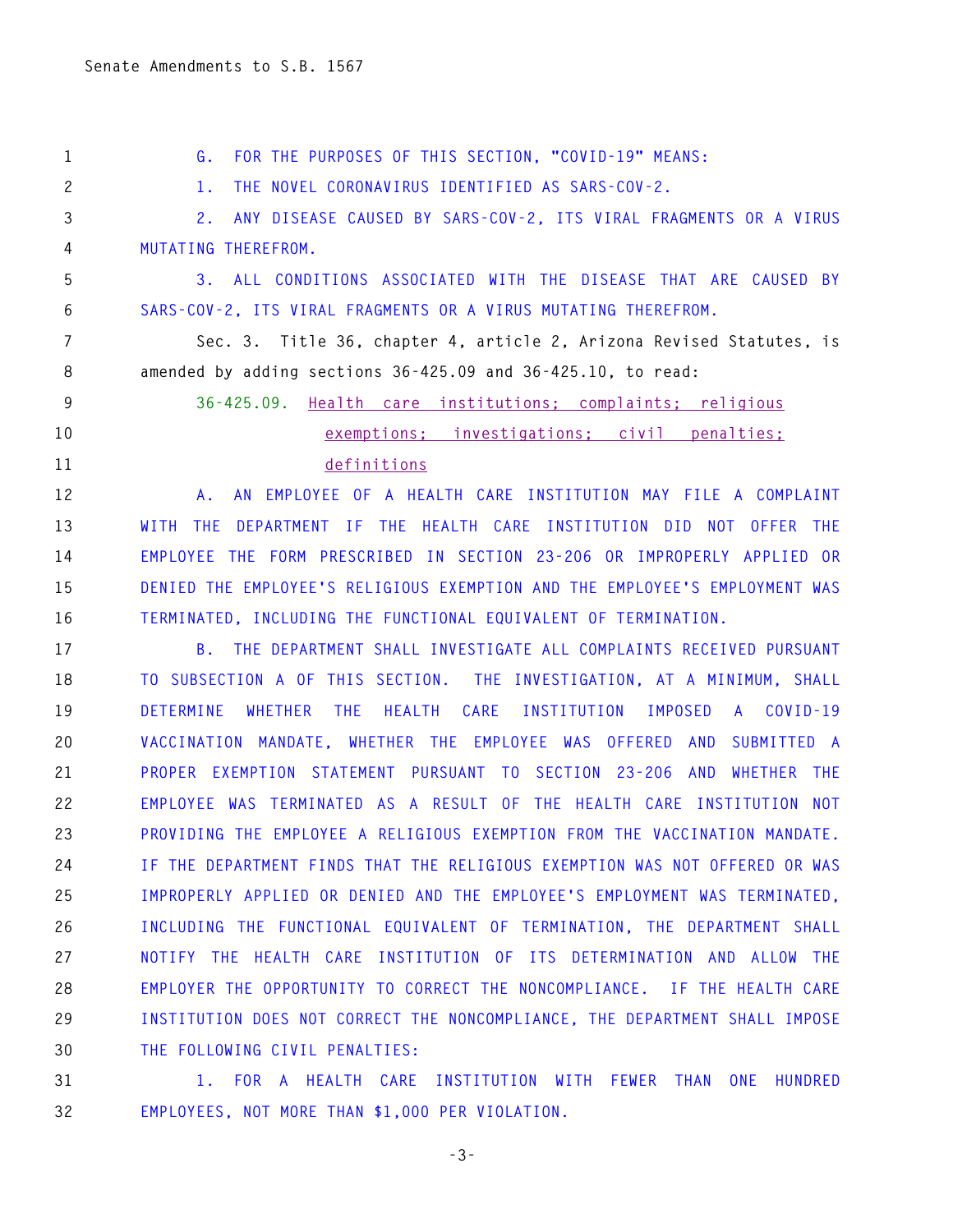G. FOR THE PURPOSES OF THIS SECTION, "COVID-19" MEANS:

1. THE NOVEL CORONAVIRUS IDENTIFIED AS SARS-COV-2.

2. ANY DISEASE CAUSED BY SARS-COV-2, ITS VIRAL FRAGMENTS OR A VIRUS MUTATING THEREFROM.

3. ALL CONDITIONS ASSOCIATED WITH THE DISEASE THAT ARE CAUSED BY SARS-COV-2, ITS VIRAL FRAGMENTS OR A VIRUS MUTATING THEREFROM.

Sec. 3. Title 36, chapter 4, article 2, Arizona Revised Statutes, is amended by adding sections 36-425.09 and 36-425.10, to read:

36-425.09. Health care institutions; complaints; religious exemptions; investigations; civil penalties; definitions

A. AN EMPLOYEE OF A HEALTH CARE INSTITUTION MAY FILE A COMPLAINT WITH THE DEPARTMENT IF THE HEALTH CARE INSTITUTION DID NOT OFFER THE EMPLOYEE THE FORM PRESCRIBED IN SECTION 23-206 OR IMPROPERLY APPLIED OR DENIED THE EMPLOYEE'S RELIGIOUS EXEMPTION AND THE EMPLOYEE'S EMPLOYMENT WAS TERMINATED, INCLUDING THE FUNCTIONAL EQUIVALENT OF TERMINATION.

B. THE DEPARTMENT SHALL INVESTIGATE ALL COMPLAINTS RECEIVED PURSUANT TO SUBSECTION A OF THIS SECTION. THE INVESTIGATION, AT A MINIMUM, SHALL DETERMINE WHETHER THE HEALTH CARE INSTITUTION IMPOSED A COVID-19 VACCINATION MANDATE, WHETHER THE EMPLOYEE WAS OFFERED AND SUBMITTED A PROPER EXEMPTION STATEMENT PURSUANT TO SECTION 23-206 AND WHETHER THE EMPLOYEE WAS TERMINATED AS A RESULT OF THE HEALTH CARE INSTITUTION NOT PROVIDING THE EMPLOYEE A RELIGIOUS EXEMPTION FROM THE VACCINATION MANDATE. IF THE DEPARTMENT FINDS THAT THE RELIGIOUS EXEMPTION WAS NOT OFFERED OR WAS IMPROPERLY APPLIED OR DENIED AND THE EMPLOYEE'S EMPLOYMENT WAS TERMINATED, INCLUDING THE FUNCTIONAL EQUIVALENT OF TERMINATION, THE DEPARTMENT SHALL NOTIFY THE HEALTH CARE INSTITUTION OF ITS DETERMINATION AND ALLOW THE EMPLOYER THE OPPORTUNITY TO CORRECT THE NONCOMPLIANCE. IF THE HEALTH CARE INSTITUTION DOES NOT CORRECT THE NONCOMPLIANCE, THE DEPARTMENT SHALL IMPOSE THE FOLLOWING CIVIL PENALTIES:

1. FOR A HEALTH CARE INSTITUTION WITH FEWER THAN ONE HUNDRED EMPLOYEES, NOT MORE THAN $1,000 PER VIOLATION.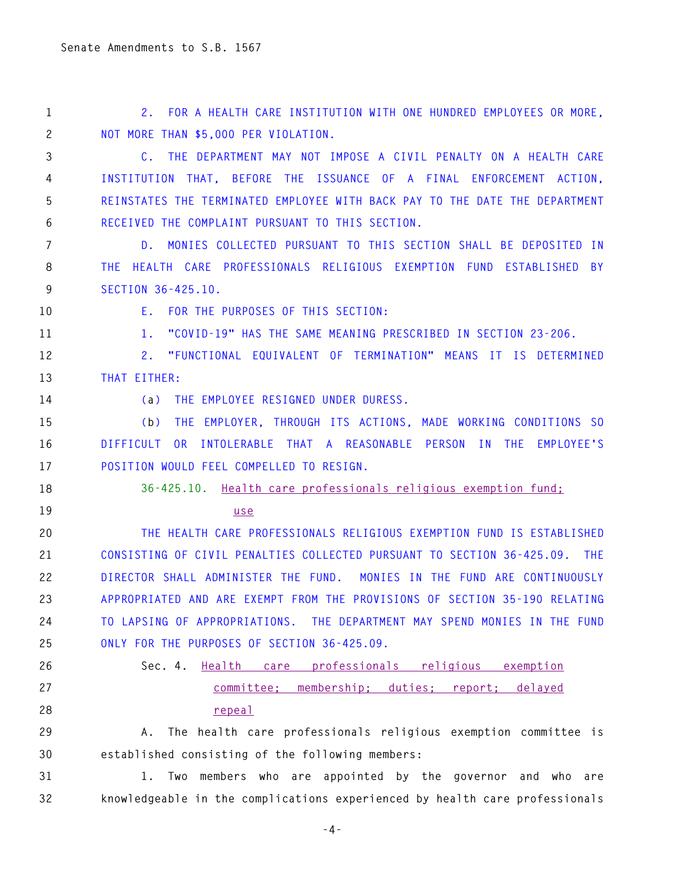2. FOR A HEALTH CARE INSTITUTION WITH ONE HUNDRED EMPLOYEES OR MORE, NOT MORE THAN $5,000 PER VIOLATION.

C. THE DEPARTMENT MAY NOT IMPOSE A CIVIL PENALTY ON A HEALTH CARE INSTITUTION THAT, BEFORE THE ISSUANCE OF A FINAL ENFORCEMENT ACTION, REINSTATES THE TERMINATED EMPLOYEE WITH BACK PAY TO THE DATE THE DEPARTMENT RECEIVED THE COMPLAINT PURSUANT TO THIS SECTION.

D. MONIES COLLECTED PURSUANT TO THIS SECTION SHALL BE DEPOSITED IN THE HEALTH CARE PROFESSIONALS RELIGIOUS EXEMPTION FUND ESTABLISHED BY SECTION 36-425.10.

E. FOR THE PURPOSES OF THIS SECTION:

1. "COVID-19" HAS THE SAME MEANING PRESCRIBED IN SECTION 23-206.

2. "FUNCTIONAL EQUIVALENT OF TERMINATION" MEANS IT IS DETERMINED THAT EITHER:

(a) THE EMPLOYEE RESIGNED UNDER DURESS.

(b) THE EMPLOYER, THROUGH ITS ACTIONS, MADE WORKING CONDITIONS SO DIFFICULT OR INTOLERABLE THAT A REASONABLE PERSON IN THE EMPLOYEE'S POSITION WOULD FEEL COMPELLED TO RESIGN.

36-425.10. Health care professionals religious exemption fund; use

THE HEALTH CARE PROFESSIONALS RELIGIOUS EXEMPTION FUND IS ESTABLISHED CONSISTING OF CIVIL PENALTIES COLLECTED PURSUANT TO SECTION 36-425.09. THE DIRECTOR SHALL ADMINISTER THE FUND. MONIES IN THE FUND ARE CONTINUOUSLY APPROPRIATED AND ARE EXEMPT FROM THE PROVISIONS OF SECTION 35-190 RELATING TO LAPSING OF APPROPRIATIONS. THE DEPARTMENT MAY SPEND MONIES IN THE FUND ONLY FOR THE PURPOSES OF SECTION 36-425.09.

Sec. 4. Health care professionals religious exemption committee; membership; duties; report; delayed repeal

A. The health care professionals religious exemption committee is established consisting of the following members:

1. Two members who are appointed by the governor and who are knowledgeable in the complications experienced by health care professionals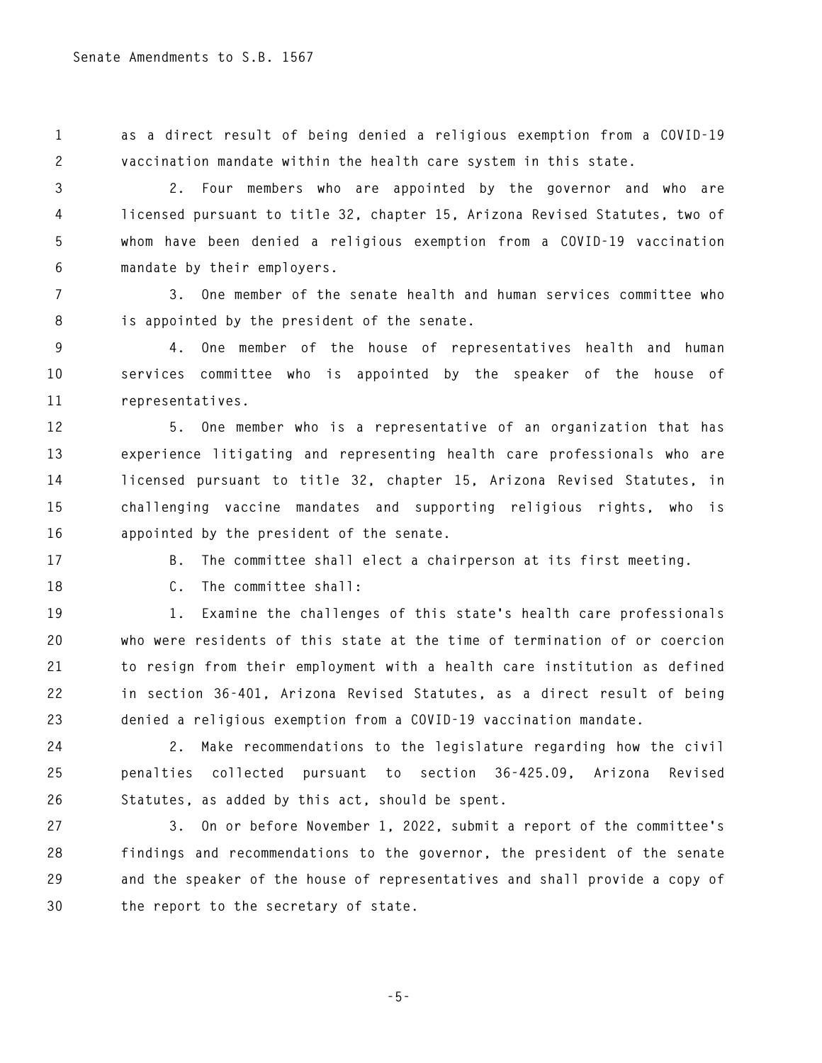as a direct result of being denied a religious exemption from a COVID-19 vaccination mandate within the health care system in this state.

2. Four members who are appointed by the governor and who are licensed pursuant to title 32, chapter 15, Arizona Revised Statutes, two of whom have been denied a religious exemption from a COVID-19 vaccination mandate by their employers.

3. One member of the senate health and human services committee who is appointed by the president of the senate.

4. One member of the house of representatives health and human services committee who is appointed by the speaker of the house of representatives.

5. One member who is a representative of an organization that has experience litigating and representing health care professionals who are licensed pursuant to title 32, chapter 15, Arizona Revised Statutes, in challenging vaccine mandates and supporting religious rights, who is appointed by the president of the senate.

B. The committee shall elect a chairperson at its first meeting.

C. The committee shall:

1. Examine the challenges of this state's health care professionals who were residents of this state at the time of termination of or coercion to resign from their employment with a health care institution as defined in section 36-401, Arizona Revised Statutes, as a direct result of being denied a religious exemption from a COVID-19 vaccination mandate.

2. Make recommendations to the legislature regarding how the civil penalties collected pursuant to section 36-425.09, Arizona Revised Statutes, as added by this act, should be spent.

3. On or before November 1, 2022, submit a report of the committee's findings and recommendations to the governor, the president of the senate and the speaker of the house of representatives and shall provide a copy of the report to the secretary of state.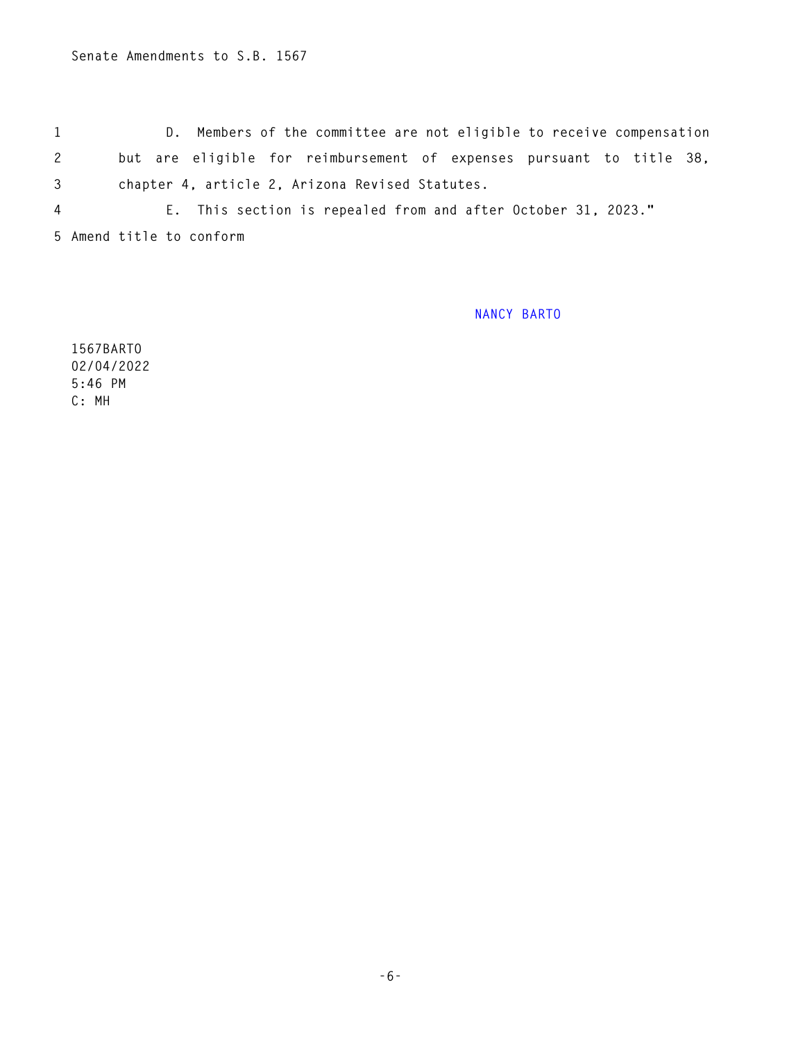D. Members of the committee are not eligible to receive compensation but are eligible for reimbursement of expenses pursuant to title 38, chapter 4, article 2, Arizona Revised Statutes.

E. This section is repealed from and after October 31, 2023."

Amend title to conform

NANCY BARTO

1567BARTO
02/04/2022
5:46 PM
C: MH